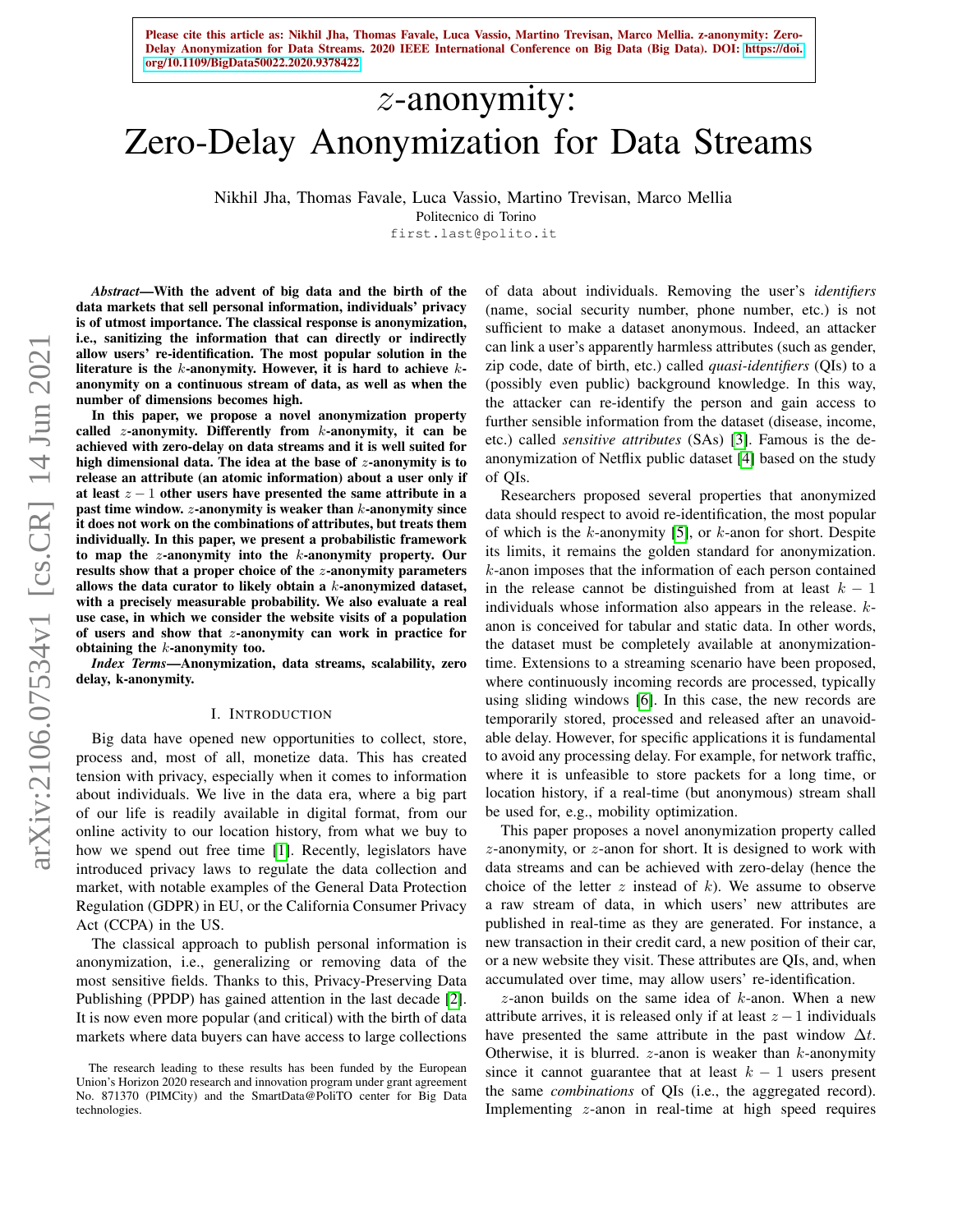Please cite this article as: Nikhil Jha, Thomas Favale, Luca Vassio, Martino Trevisan, Marco Mellia. z-anonymity: Zero-Delay Anonymization for Data Streams. 2020 IEEE International Conference on Big Data (Big Data). DOI: https://doi.org/10.1109/BigData50022.2020.9378422

# $z$-anonymity: Zero-Delay Anonymization for Data Streams

Nikhil Jha, Thomas Favale, Luca Vassio, Martino Trevisan, Marco Mellia
Politecnico di Torino
first.last@polito.it

***Abstract*—With the advent of big data and the birth of the data markets that sell personal information, individuals' privacy is of utmost importance. The classical response is anonymization, i.e., sanitizing the information that can directly or indirectly allow users' re-identification. The most popular solution in the literature is the $k$-anonymity. However, it is hard to achieve $k$-anonymity on a continuous stream of data, as well as when the number of dimensions becomes high.**

**In this paper, we propose a novel anonymization property called $z$-anonymity. Differently from $k$-anonymity, it can be achieved with zero-delay on data streams and it is well suited for high dimensional data. The idea at the base of $z$-anonymity is to release an attribute (an atomic information) about a user only if at least $z-1$ other users have presented the same attribute in a past time window. $z$-anonymity is weaker than $k$-anonymity since it does not work on the combinations of attributes, but treats them individually. In this paper, we present a probabilistic framework to map the $z$-anonymity into the $k$-anonymity property. Our results show that a proper choice of the $z$-anonymity parameters allows the data curator to likely obtain a $k$-anonymized dataset, with a precisely measurable probability. We also evaluate a real use case, in which we consider the website visits of a population of users and show that $z$-anonymity can work in practice for obtaining the $k$-anonymity too.**

***Index Terms*—Anonymization, data streams, scalability, zero delay, k-anonymity.**

## I. Introduction

Big data have opened new opportunities to collect, store, process and, most of all, monetize data. This has created tension with privacy, especially when it comes to information about individuals. We live in the data era, where a big part of our life is readily available in digital format, from our online activity to our location history, from what we buy to how we spend out free time [1]. Recently, legislators have introduced privacy laws to regulate the data collection and market, with notable examples of the General Data Protection Regulation (GDPR) in EU, or the California Consumer Privacy Act (CCPA) in the US.

The classical approach to publish personal information is anonymization, i.e., generalizing or removing data of the most sensitive fields. Thanks to this, Privacy-Preserving Data Publishing (PPDP) has gained attention in the last decade [2]. It is now even more popular (and critical) with the birth of data markets where data buyers can have access to large collections of data about individuals. Removing the user's *identifiers* (name, social security number, phone number, etc.) is not sufficient to make a dataset anonymous. Indeed, an attacker can link a user's apparently harmless attributes (such as gender, zip code, date of birth, etc.) called *quasi-identifiers* (QIs) to a (possibly even public) background knowledge. In this way, the attacker can re-identify the person and gain access to further sensible information from the dataset (disease, income, etc.) called *sensitive attributes* (SAs) [3]. Famous is the de-anonymization of Netflix public dataset [4] based on the study of QIs.

Researchers proposed several properties that anonymized data should respect to avoid re-identification, the most popular of which is the $k$-anonymity [5], or $k$-anon for short. Despite its limits, it remains the golden standard for anonymization. $k$-anon imposes that the information of each person contained in the release cannot be distinguished from at least $k-1$ individuals whose information also appears in the release. $k$-anon is conceived for tabular and static data. In other words, the dataset must be completely available at anonymization-time. Extensions to a streaming scenario have been proposed, where continuously incoming records are processed, typically using sliding windows [6]. In this case, the new records are temporarily stored, processed and released after an unavoidable delay. However, for specific applications it is fundamental to avoid any processing delay. For example, for network traffic, where it is unfeasible to store packets for a long time, or location history, if a real-time (but anonymous) stream shall be used for, e.g., mobility optimization.

This paper proposes a novel anonymization property called $z$-anonymity, or $z$-anon for short. It is designed to work with data streams and can be achieved with zero-delay (hence the choice of the letter $z$ instead of $k$). We assume to observe a raw stream of data, in which users' new attributes are published in real-time as they are generated. For instance, a new transaction in their credit card, a new position of their car, or a new website they visit. These attributes are QIs, and, when accumulated over time, may allow users' re-identification.

$z$-anon builds on the same idea of $k$-anon. When a new attribute arrives, it is released only if at least $z-1$ individuals have presented the same attribute in the past window $\Delta t$. Otherwise, it is blurred. $z$-anon is weaker than $k$-anonymity since it cannot guarantee that at least $k-1$ users present the same *combinations* of QIs (i.e., the aggregated record). Implementing $z$-anon in real-time at high speed requires

The research leading to these results has been funded by the European Union's Horizon 2020 research and innovation program under grant agreement No. 871370 (PIMCity) and the SmartData@PoliTO center for Big Data technologies.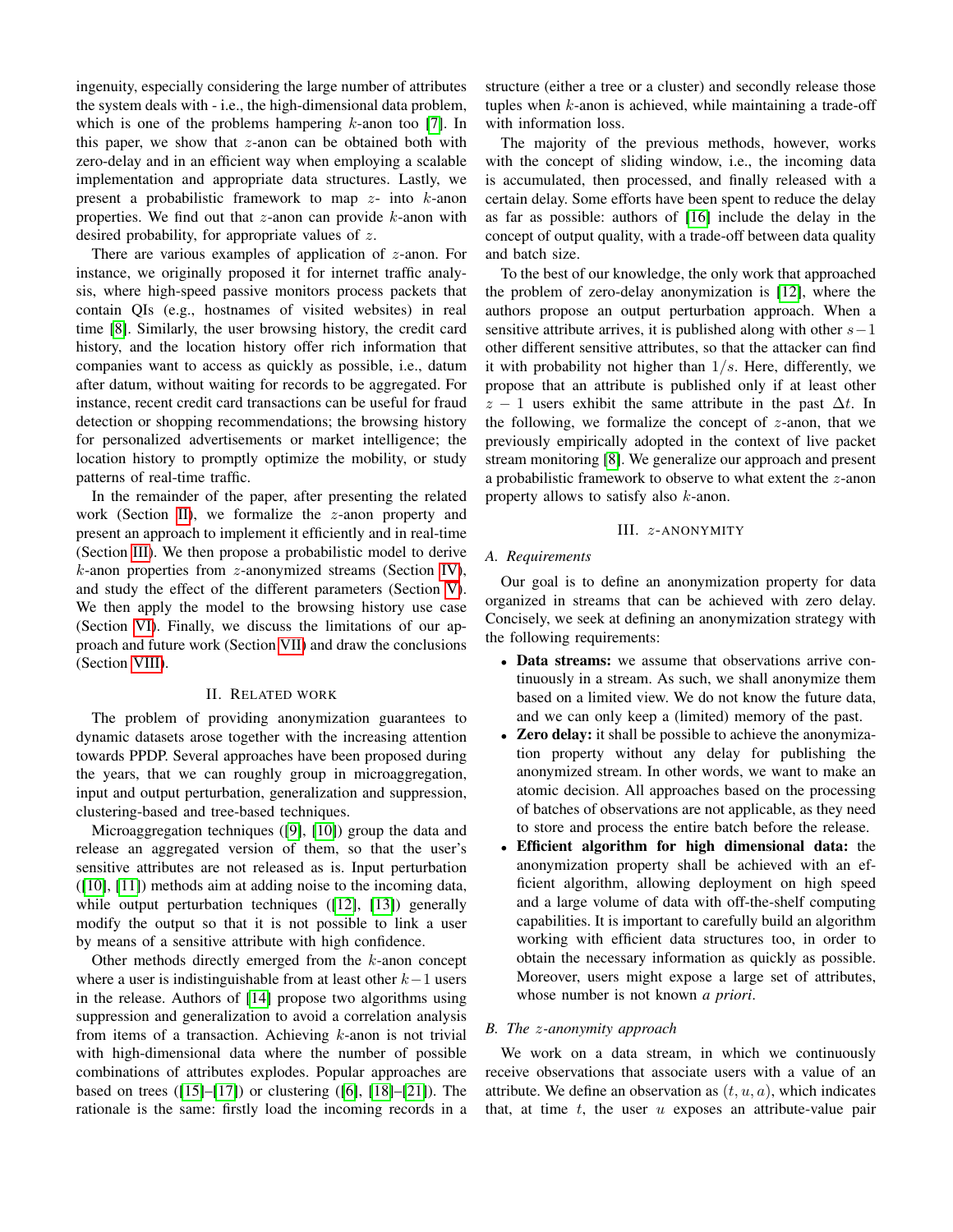ingenuity, especially considering the large number of attributes the system deals with - i.e., the high-dimensional data problem, which is one of the problems hampering $k$-anon too [7]. In this paper, we show that $z$-anon can be obtained both with zero-delay and in an efficient way when employing a scalable implementation and appropriate data structures. Lastly, we present a probabilistic framework to map $z$- into $k$-anon properties. We find out that $z$-anon can provide $k$-anon with desired probability, for appropriate values of $z$.

There are various examples of application of $z$-anon. For instance, we originally proposed it for internet traffic analysis, where high-speed passive monitors process packets that contain QIs (e.g., hostnames of visited websites) in real time [8]. Similarly, the user browsing history, the credit card history, and the location history offer rich information that companies want to access as quickly as possible, i.e., datum after datum, without waiting for records to be aggregated. For instance, recent credit card transactions can be useful for fraud detection or shopping recommendations; the browsing history for personalized advertisements or market intelligence; the location history to promptly optimize the mobility, or study patterns of real-time traffic.

In the remainder of the paper, after presenting the related work (Section II), we formalize the $z$-anon property and present an approach to implement it efficiently and in real-time (Section III). We then propose a probabilistic model to derive $k$-anon properties from $z$-anonymized streams (Section IV), and study the effect of the different parameters (Section V). We then apply the model to the browsing history use case (Section VI). Finally, we discuss the limitations of our approach and future work (Section VII) and draw the conclusions (Section VIII).

## II. Related work

The problem of providing anonymization guarantees to dynamic datasets arose together with the increasing attention towards PPDP. Several approaches have been proposed during the years, that we can roughly group in microaggregation, input and output perturbation, generalization and suppression, clustering-based and tree-based techniques.

Microaggregation techniques ([9], [10]) group the data and release an aggregated version of them, so that the user's sensitive attributes are not released as is. Input perturbation ([10], [11]) methods aim at adding noise to the incoming data, while output perturbation techniques ([12], [13]) generally modify the output so that it is not possible to link a user by means of a sensitive attribute with high confidence.

Other methods directly emerged from the $k$-anon concept where a user is indistinguishable from at least other $k-1$ users in the release. Authors of [14] propose two algorithms using suppression and generalization to avoid a correlation analysis from items of a transaction. Achieving $k$-anon is not trivial with high-dimensional data where the number of possible combinations of attributes explodes. Popular approaches are based on trees ([15]–[17]) or clustering ([6], [18]–[21]). The rationale is the same: firstly load the incoming records in a structure (either a tree or a cluster) and secondly release those tuples when $k$-anon is achieved, while maintaining a trade-off with information loss.

The majority of the previous methods, however, works with the concept of sliding window, i.e., the incoming data is accumulated, then processed, and finally released with a certain delay. Some efforts have been spent to reduce the delay as far as possible: authors of [16] include the delay in the concept of output quality, with a trade-off between data quality and batch size.

To the best of our knowledge, the only work that approached the problem of zero-delay anonymization is [12], where the authors propose an output perturbation approach. When a sensitive attribute arrives, it is published along with other $s-1$ other different sensitive attributes, so that the attacker can find it with probability not higher than $1/s$. Here, differently, we propose that an attribute is published only if at least other $z-1$ users exhibit the same attribute in the past $\Delta t$. In the following, we formalize the concept of $z$-anon, that we previously empirically adopted in the context of live packet stream monitoring [8]. We generalize our approach and present a probabilistic framework to observe to what extent the $z$-anon property allows to satisfy also $k$-anon.

## III. $z$-anonymity

### A. Requirements

Our goal is to define an anonymization property for data organized in streams that can be achieved with zero delay. Concisely, we seek at defining an anonymization strategy with the following requirements:

- **Data streams:** we assume that observations arrive continuously in a stream. As such, we shall anonymize them based on a limited view. We do not know the future data, and we can only keep a (limited) memory of the past.
- **Zero delay:** it shall be possible to achieve the anonymization property without any delay for publishing the anonymized stream. In other words, we want to make an atomic decision. All approaches based on the processing of batches of observations are not applicable, as they need to store and process the entire batch before the release.
- **Efficient algorithm for high dimensional data:** the anonymization property shall be achieved with an efficient algorithm, allowing deployment on high speed and a large volume of data with off-the-shelf computing capabilities. It is important to carefully build an algorithm working with efficient data structures too, in order to obtain the necessary information as quickly as possible. Moreover, users might expose a large set of attributes, whose number is not known *a priori*.

### B. The $z$-anonymity approach

We work on a data stream, in which we continuously receive observations that associate users with a value of an attribute. We define an observation as $(t, u, a)$, which indicates that, at time $t$, the user $u$ exposes an attribute-value pair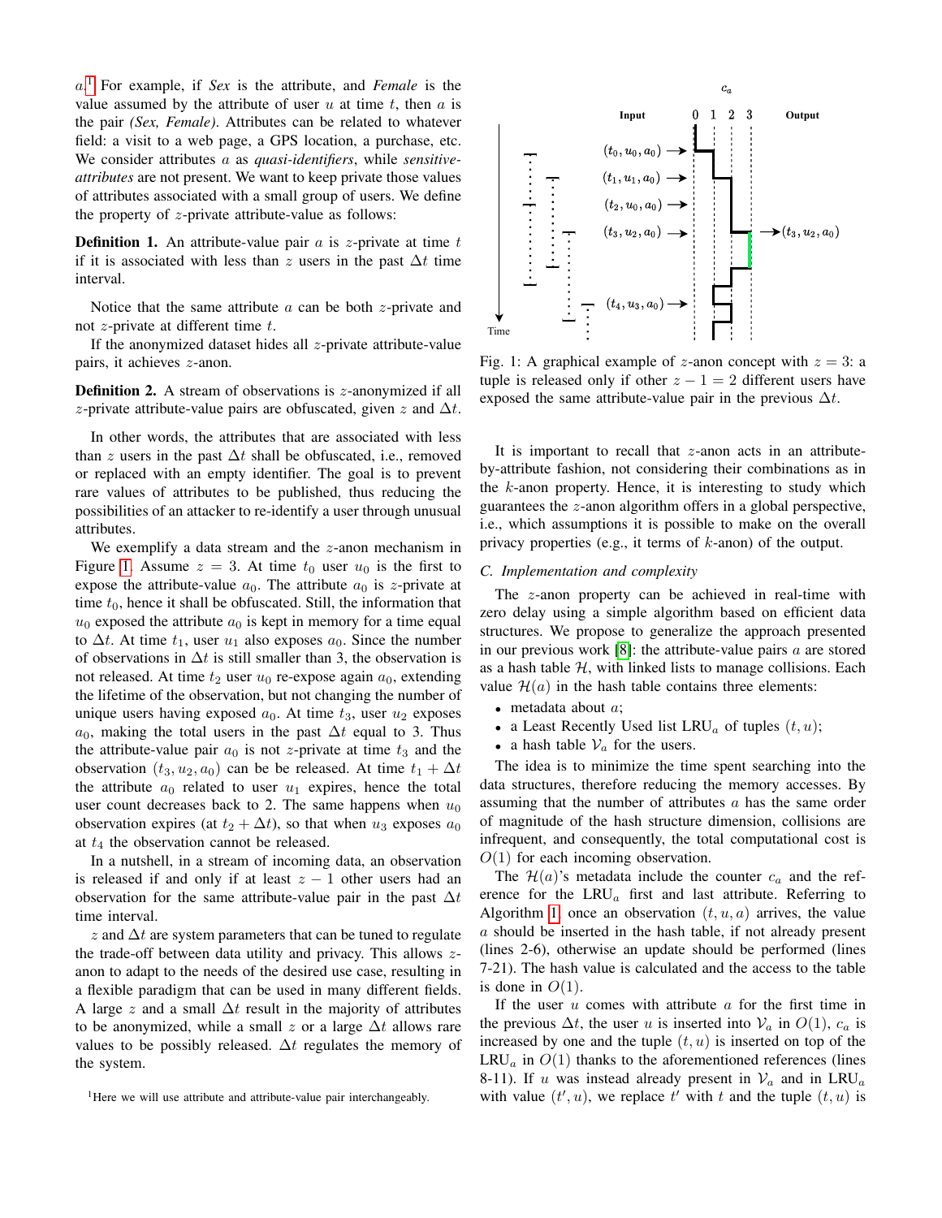$a$.[1] For example, if *Sex* is the attribute, and *Female* is the value assumed by the attribute of user $u$ at time $t$, then $a$ is the pair *(Sex, Female)*. Attributes can be related to whatever field: a visit to a web page, a GPS location, a purchase, etc. We consider attributes $a$ as *quasi-identifiers*, while *sensitive-attributes* are not present. We want to keep private those values of attributes associated with a small group of users. We define the property of $z$-private attribute-value as follows:

**Definition 1.** An attribute-value pair $a$ is $z$-private at time $t$ if it is associated with less than $z$ users in the past $\Delta t$ time interval.

Notice that the same attribute $a$ can be both $z$-private and not $z$-private at different time $t$.

If the anonymized dataset hides all $z$-private attribute-value pairs, it achieves $z$-anon.

**Definition 2.** A stream of observations is $z$-anonymized if all $z$-private attribute-value pairs are obfuscated, given $z$ and $\Delta t$.

In other words, the attributes that are associated with less than $z$ users in the past $\Delta t$ shall be obfuscated, i.e., removed or replaced with an empty identifier. The goal is to prevent rare values of attributes to be published, thus reducing the possibilities of an attacker to re-identify a user through unusual attributes.

We exemplify a data stream and the $z$-anon mechanism in Figure 1. Assume $z = 3$. At time $t_0$ user $u_0$ is the first to expose the attribute-value $a_0$. The attribute $a_0$ is $z$-private at time $t_0$, hence it shall be obfuscated. Still, the information that $u_0$ exposed the attribute $a_0$ is kept in memory for a time equal to $\Delta t$. At time $t_1$, user $u_1$ also exposes $a_0$. Since the number of observations in $\Delta t$ is still smaller than 3, the observation is not released. At time $t_2$ user $u_0$ re-expose again $a_0$, extending the lifetime of the observation, but not changing the number of unique users having exposed $a_0$. At time $t_3$, user $u_2$ exposes $a_0$, making the total users in the past $\Delta t$ equal to 3. Thus the attribute-value pair $a_0$ is not $z$-private at time $t_3$ and the observation $(t_3, u_2, a_0)$ can be be released. At time $t_1 + \Delta t$ the attribute $a_0$ related to user $u_1$ expires, hence the total user count decreases back to 2. The same happens when $u_0$ observation expires (at $t_2 + \Delta t$), so that when $u_3$ exposes $a_0$ at $t_4$ the observation cannot be released.

In a nutshell, in a stream of incoming data, an observation is released if and only if at least $z - 1$ other users had an observation for the same attribute-value pair in the past $\Delta t$ time interval.

$z$ and $\Delta t$ are system parameters that can be tuned to regulate the trade-off between data utility and privacy. This allows $z$-anon to adapt to the needs of the desired use case, resulting in a flexible paradigm that can be used in many different fields. A large $z$ and a small $\Delta t$ result in the majority of attributes to be anonymized, while a small $z$ or a large $\Delta t$ allows rare values to be possibly released. $\Delta t$ regulates the memory of the system.

[1] Here we will use attribute and attribute-value pair interchangeably.

Fig. 1: A graphical example of $z$-anon concept with $z = 3$: a tuple is released only if other $z - 1 = 2$ different users have exposed the same attribute-value pair in the previous $\Delta t$.

It is important to recall that $z$-anon acts in an attribute-by-attribute fashion, not considering their combinations as in the $k$-anon property. Hence, it is interesting to study which guarantees the $z$-anon algorithm offers in a global perspective, i.e., which assumptions it is possible to make on the overall privacy properties (e.g., it terms of $k$-anon) of the output.

### C. Implementation and complexity

The $z$-anon property can be achieved in real-time with zero delay using a simple algorithm based on efficient data structures. We propose to generalize the approach presented in our previous work [8]: the attribute-value pairs $a$ are stored as a hash table $\mathcal{H}$, with linked lists to manage collisions. Each value $\mathcal{H}(a)$ in the hash table contains three elements:

- metadata about $a$;
- a Least Recently Used list $\text{LRU}_a$ of tuples $(t, u)$;
- a hash table $\mathcal{V}_a$ for the users.

The idea is to minimize the time spent searching into the data structures, therefore reducing the memory accesses. By assuming that the number of attributes $a$ has the same order of magnitude of the hash structure dimension, collisions are infrequent, and consequently, the total computational cost is $O(1)$ for each incoming observation.

The $\mathcal{H}(a)$'s metadata include the counter $c_a$ and the reference for the $\text{LRU}_a$ first and last attribute. Referring to Algorithm 1, once an observation $(t, u, a)$ arrives, the value $a$ should be inserted in the hash table, if not already present (lines 2-6), otherwise an update should be performed (lines 7-21). The hash value is calculated and the access to the table is done in $O(1)$.

If the user $u$ comes with attribute $a$ for the first time in the previous $\Delta t$, the user $u$ is inserted into $\mathcal{V}_a$ in $O(1)$, $c_a$ is increased by one and the tuple $(t, u)$ is inserted on top of the $\text{LRU}_a$ in $O(1)$ thanks to the aforementioned references (lines 8-11). If $u$ was instead already present in $\mathcal{V}_a$ and in $\text{LRU}_a$ with value $(t', u)$, we replace $t'$ with $t$ and the tuple $(t, u)$ is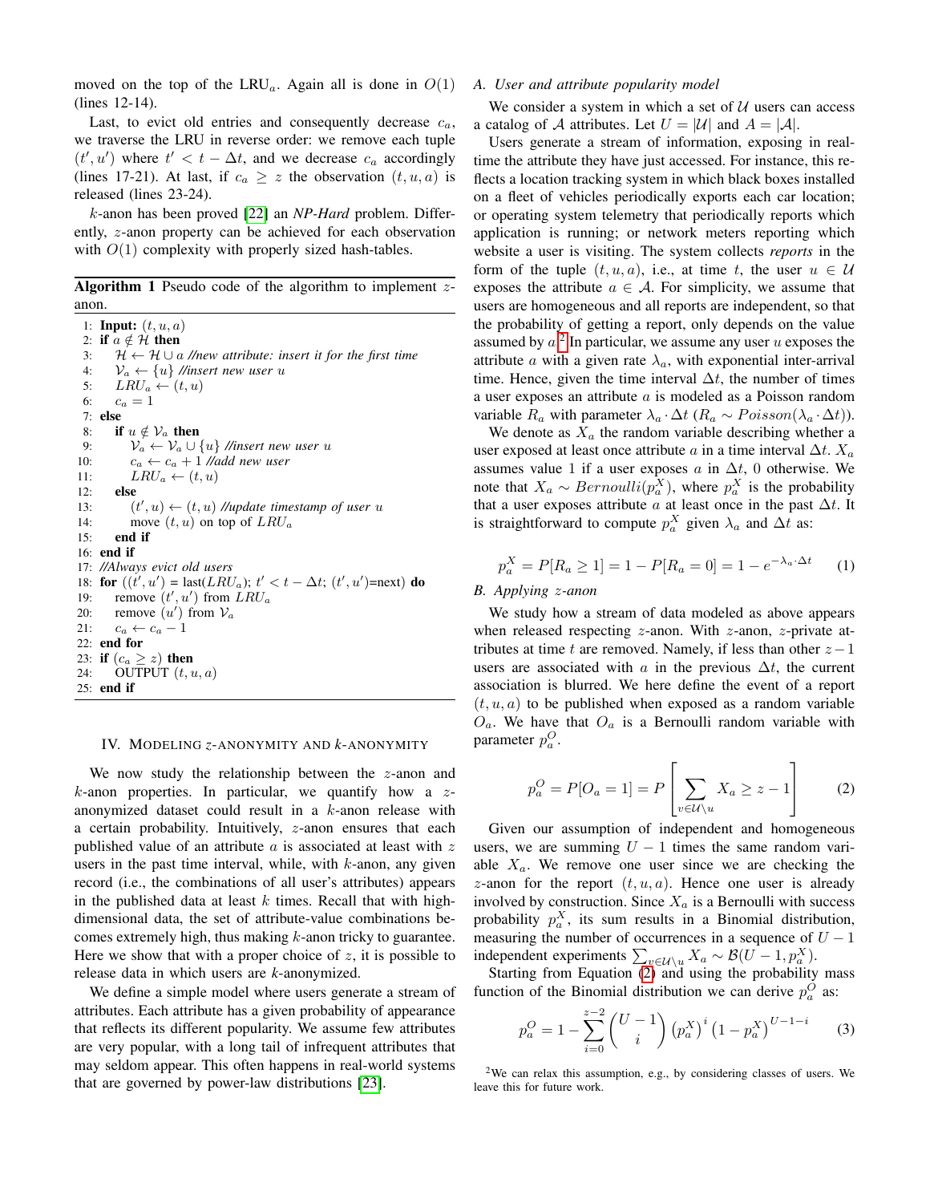moved on the top of the $\text{LRU}_a$. Again all is done in $O(1)$ (lines 12-14).

Last, to evict old entries and consequently decrease $c_a$, we traverse the LRU in reverse order: we remove each tuple $(t', u')$ where $t' < t - \Delta t$, and we decrease $c_a$ accordingly (lines 17-21). At last, if $c_a \geq z$ the observation $(t, u, a)$ is released (lines 23-24).

$k$-anon has been proved [22] an *NP-Hard* problem. Differently, $z$-anon property can be achieved for each observation with $O(1)$ complexity with properly sized hash-tables.

**Algorithm 1** Pseudo code of the algorithm to implement $z$-anon.

```
1: Input: (t, u, a)
2: if a ∉ H then
3:     H ← H ∪ a //new attribute: insert it for the first time
4:     V_a ← {u} //insert new user u
5:     LRU_a ← (t, u)
6:     c_a = 1
7: else
8:     if u ∉ V_a then
9:         V_a ← V_a ∪ {u} //insert new user u
10:        c_a ← c_a + 1 //add new user
11:        LRU_a ← (t, u)
12:    else
13:        (t', u) ← (t, u) //update timestamp of user u
14:        move (t, u) on top of LRU_a
15:    end if
16: end if
17: //Always evict old users
18: for ((t', u') = last(LRU_a); t' < t − Δt; (t', u')=next) do
19:     remove (t', u') from LRU_a
20:     remove (u') from V_a
21:     c_a ← c_a − 1
22: end for
23: if (c_a ≥ z) then
24:     OUTPUT (t, u, a)
25: end if
```

## IV. Modeling $z$-anonymity and $k$-anonymity

We now study the relationship between the $z$-anon and $k$-anon properties. In particular, we quantify how a $z$-anonymized dataset could result in a $k$-anon release with a certain probability. Intuitively, $z$-anon ensures that each published value of an attribute $a$ is associated at least with $z$ users in the past time interval, while, with $k$-anon, any given record (i.e., the combinations of all user's attributes) appears in the published data at least $k$ times. Recall that with high-dimensional data, the set of attribute-value combinations becomes extremely high, thus making $k$-anon tricky to guarantee. Here we show that with a proper choice of $z$, it is possible to release data in which users are $k$-anonymized.

We define a simple model where users generate a stream of attributes. Each attribute has a given probability of appearance that reflects its different popularity. We assume few attributes are very popular, with a long tail of infrequent attributes that may seldom appear. This often happens in real-world systems that are governed by power-law distributions [23].

### A. User and attribute popularity model

We consider a system in which a set of $\mathcal{U}$ users can access a catalog of $\mathcal{A}$ attributes. Let $U = |\mathcal{U}|$ and $A = |\mathcal{A}|$.

Users generate a stream of information, exposing in real-time the attribute they have just accessed. For instance, this reflects a location tracking system in which black boxes installed on a fleet of vehicles periodically exports each car location; or operating system telemetry that periodically reports which application is running; or network meters reporting which website a user is visiting. The system collects *reports* in the form of the tuple $(t, u, a)$, i.e., at time $t$, the user $u \in \mathcal{U}$ exposes the attribute $a \in \mathcal{A}$. For simplicity, we assume that users are homogeneous and all reports are independent, so that the probability of getting a report, only depends on the value assumed by $a$.[2] In particular, we assume any user $u$ exposes the attribute $a$ with a given rate $\lambda_a$, with exponential inter-arrival time. Hence, given the time interval $\Delta t$, the number of times a user exposes an attribute $a$ is modeled as a Poisson random variable $R_a$ with parameter $\lambda_a \cdot \Delta t$ ($R_a \sim Poisson(\lambda_a \cdot \Delta t)$).

We denote as $X_a$ the random variable describing whether a user exposed at least once attribute $a$ in a time interval $\Delta t$. $X_a$ assumes value 1 if a user exposes $a$ in $\Delta t$, 0 otherwise. We note that $X_a \sim Bernoulli(p_a^X)$, where $p_a^X$ is the probability that a user exposes attribute $a$ at least once in the past $\Delta t$. It is straightforward to compute $p_a^X$ given $\lambda_a$ and $\Delta t$ as:

$$p_a^X = P[R_a \geq 1] = 1 - P[R_a = 0] = 1 - e^{-\lambda_a \cdot \Delta t} \tag{1}$$

### B. Applying $z$-anon

We study how a stream of data modeled as above appears when released respecting $z$-anon. With $z$-anon, $z$-private attributes at time $t$ are removed. Namely, if less than other $z-1$ users are associated with $a$ in the previous $\Delta t$, the current association is blurred. We here define the event of a report $(t, u, a)$ to be published when exposed as a random variable $O_a$. We have that $O_a$ is a Bernoulli random variable with parameter $p_a^O$.

$$p_a^O = P[O_a = 1] = P\left[\sum_{v \in \mathcal{U} \setminus u} X_a \geq z - 1\right] \tag{2}$$

Given our assumption of independent and homogeneous users, we are summing $U - 1$ times the same random variable $X_a$. We remove one user since we are checking the $z$-anon for the report $(t, u, a)$. Hence one user is already involved by construction. Since $X_a$ is a Bernoulli with success probability $p_a^X$, its sum results in a Binomial distribution, measuring the number of occurrences in a sequence of $U - 1$ independent experiments $\sum_{v \in \mathcal{U} \setminus u} X_a \sim \mathcal{B}(U - 1, p_a^X)$.

Starting from Equation (2) and using the probability mass function of the Binomial distribution we can derive $p_a^O$ as:

$$p_a^O = 1 - \sum_{i=0}^{z-2} \binom{U-1}{i} \left(p_a^X\right)^i \left(1 - p_a^X\right)^{U-1-i} \tag{3}$$

[2] We can relax this assumption, e.g., by considering classes of users. We leave this for future work.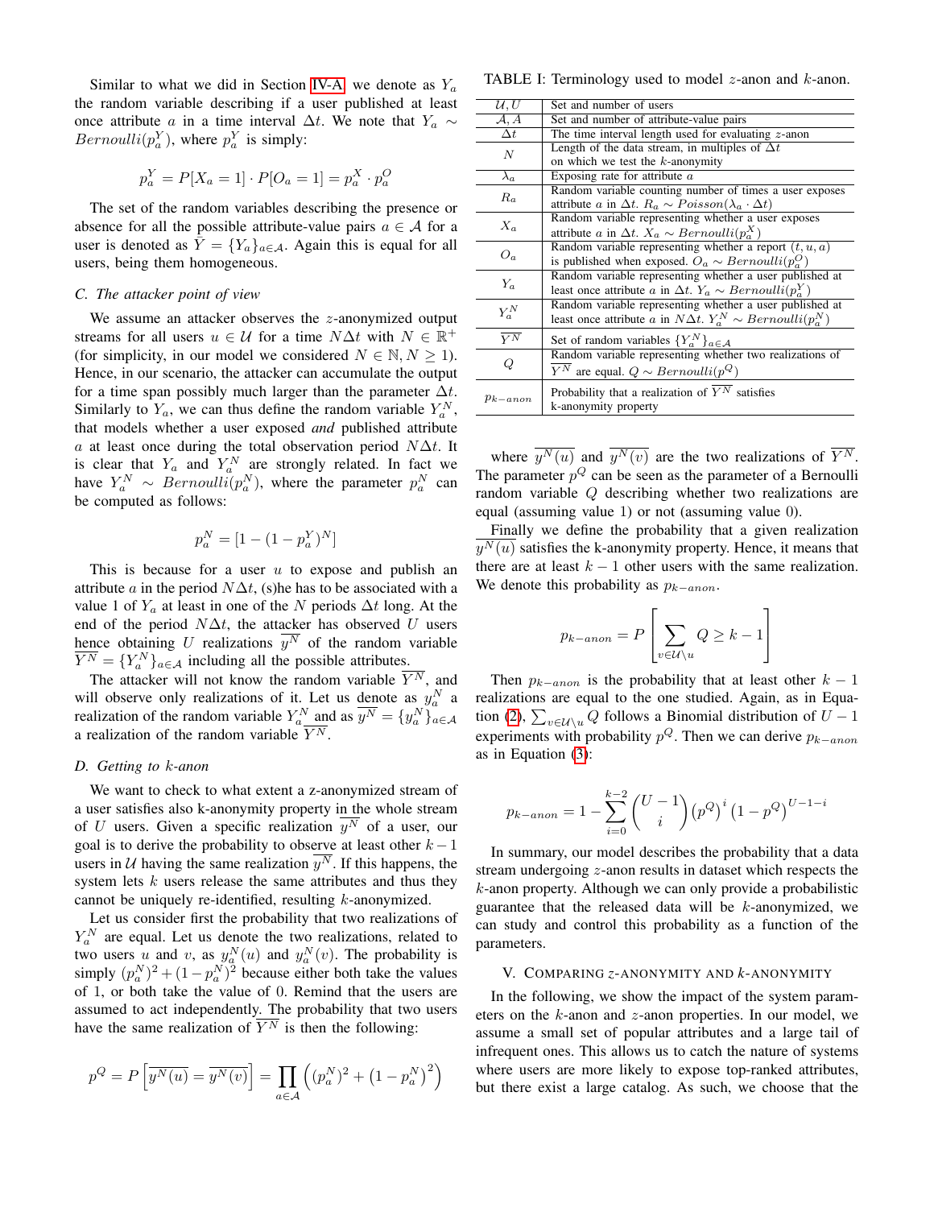Similar to what we did in Section IV-A, we denote as $Y_a$ the random variable describing if a user published at least once attribute $a$ in a time interval $\Delta t$. We note that $Y_a \sim Bernoulli(p_a^Y)$, where $p_a^Y$ is simply:

$$p_a^Y = P[X_a = 1] \cdot P[O_a = 1] = p_a^X \cdot p_a^O$$

The set of the random variables describing the presence or absence for all the possible attribute-value pairs $a \in \mathcal{A}$ for a user is denoted as $\overline{Y} = \{Y_a\}_{a \in \mathcal{A}}$. Again this is equal for all users, being them homogeneous.

### C. The attacker point of view

We assume an attacker observes the $z$-anonymized output streams for all users $u \in \mathcal{U}$ for a time $N\Delta t$ with $N \in \mathbb{R}^+$ (for simplicity, in our model we considered $N \in \mathbb{N}, N \geq 1$). Hence, in our scenario, the attacker can accumulate the output for a time span possibly much larger than the parameter $\Delta t$. Similarly to $Y_a$, we can thus define the random variable $Y_a^N$, that models whether a user exposed *and* published attribute $a$ at least once during the total observation period $N\Delta t$. It is clear that $Y_a$ and $Y_a^N$ are strongly related. In fact we have $Y_a^N \sim Bernoulli(p_a^N)$, where the parameter $p_a^N$ can be computed as follows:

$$p_a^N = [1 - (1 - p_a^Y)^N]$$

This is because for a user $u$ to expose and publish an attribute $a$ in the period $N\Delta t$, (s)he has to be associated with a value 1 of $Y_a$ at least in one of the $N$ periods $\Delta t$ long. At the end of the period $N\Delta t$, the attacker has observed $U$ users hence obtaining $U$ realizations $\overline{y^N}$ of the random variable $\overline{Y^N} = \{Y_a^N\}_{a \in \mathcal{A}}$ including all the possible attributes.

The attacker will not know the random variable $\overline{Y^N}$, and will observe only realizations of it. Let us denote as $y_a^N$ a realization of the random variable $Y_a^N$ and as $\overline{y^N} = \{y_a^N\}_{a \in \mathcal{A}}$ a realization of the random variable $\overline{Y^N}$.

### D. Getting to $k$-anon

We want to check to what extent a z-anonymized stream of a user satisfies also k-anonymity property in the whole stream of $U$ users. Given a specific realization $\overline{y^N}$ of a user, our goal is to derive the probability to observe at least other $k-1$ users in $\mathcal{U}$ having the same realization $\overline{y^N}$. If this happens, the system lets $k$ users release the same attributes and thus they cannot be uniquely re-identified, resulting $k$-anonymized.

Let us consider first the probability that two realizations of $Y_a^N$ are equal. Let us denote the two realizations, related to two users $u$ and $v$, as $y_a^N(u)$ and $y_a^N(v)$. The probability is simply $(p_a^N)^2 + (1-p_a^N)^2$ because either both take the values of 1, or both take the value of 0. Remind that the users are assumed to act independently. The probability that two users have the same realization of $\overline{Y^N}$ is then the following:

$$p^Q = P\left[\overline{y^N(u)} = \overline{y^N(v)}\right] = \prod_{a \in \mathcal{A}} \left((p_a^N)^2 + \left(1 - p_a^N\right)^2\right)$$

TABLE I: Terminology used to model $z$-anon and $k$-anon.

| | |
|---|---|
| $\mathcal{U}, U$ | Set and number of users |
| $\mathcal{A}, A$ | Set and number of attribute-value pairs |
| $\Delta t$ | The time interval length used for evaluating $z$-anon |
| $N$ | Length of the data stream, in multiples of $\Delta t$ on which we test the $k$-anonymity |
| $\lambda_a$ | Exposing rate for attribute $a$ |
| $R_a$ | Random variable counting number of times a user exposes attribute $a$ in $\Delta t$. $R_a \sim Poisson(\lambda_a \cdot \Delta t)$ |
| $X_a$ | Random variable representing whether a user exposes attribute $a$ in $\Delta t$. $X_a \sim Bernoulli(p_a^X)$ |
| $O_a$ | Random variable representing whether a report $(t, u, a)$ is published when exposed. $O_a \sim Bernoulli(p_a^O)$ |
| $Y_a$ | Random variable representing whether a user published at least once attribute $a$ in $\Delta t$. $Y_a \sim Bernoulli(p_a^Y)$ |
| $Y_a^N$ | Random variable representing whether a user published at least once attribute $a$ in $N\Delta t$. $Y_a^N \sim Bernoulli(p_a^N)$ |
| $\overline{Y^N}$ | Set of random variables $\{Y_a^N\}_{a \in \mathcal{A}}$ |
| $Q$ | Random variable representing whether two realizations of $\overline{Y^N}$ are equal. $Q \sim Bernoulli(p^Q)$ |
| $p_{k-anon}$ | Probability that a realization of $\overline{Y^N}$ satisfies k-anonymity property |

where $\overline{y^N(u)}$ and $\overline{y^N(v)}$ are the two realizations of $\overline{Y^N}$. The parameter $p^Q$ can be seen as the parameter of a Bernoulli random variable $Q$ describing whether two realizations are equal (assuming value 1) or not (assuming value 0).

Finally we define the probability that a given realization $\overline{y^N(u)}$ satisfies the k-anonymity property. Hence, it means that there are at least $k-1$ other users with the same realization. We denote this probability as $p_{k-anon}$.

$$p_{k-anon} = P\left[\sum_{v \in \mathcal{U} \setminus u} Q \geq k - 1\right]$$

Then $p_{k-anon}$ is the probability that at least other $k-1$ realizations are equal to the one studied. Again, as in Equation (2), $\sum_{v \in \mathcal{U} \setminus u} Q$ follows a Binomial distribution of $U-1$ experiments with probability $p^Q$. Then we can derive $p_{k-anon}$ as in Equation (3):

$$p_{k-anon} = 1 - \sum_{i=0}^{k-2} \binom{U-1}{i} \left(p^Q\right)^i \left(1 - p^Q\right)^{U-1-i}$$

In summary, our model describes the probability that a data stream undergoing $z$-anon results in dataset which respects the $k$-anon property. Although we can only provide a probabilistic guarantee that the released data will be $k$-anonymized, we can study and control this probability as a function of the parameters.

## V. Comparing $z$-anonymity and $k$-anonymity

In the following, we show the impact of the system parameters on the $k$-anon and $z$-anon properties. In our model, we assume a small set of popular attributes and a large tail of infrequent ones. This allows us to catch the nature of systems where users are more likely to expose top-ranked attributes, but there exist a large catalog. As such, we choose that the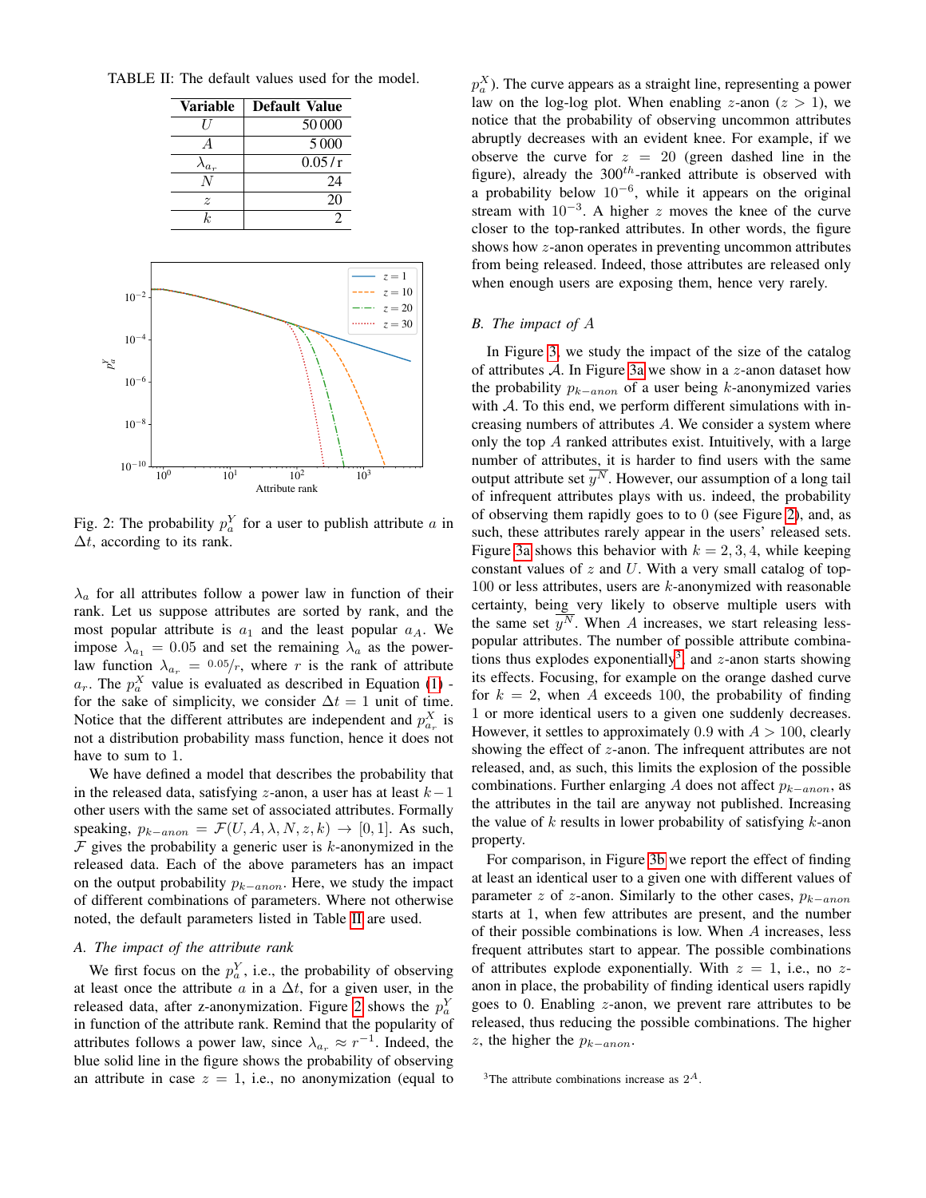TABLE II: The default values used for the model.

| Variable | Default Value |
|---|---|
| $U$ | 50 000 |
| $A$ | 5 000 |
| $\lambda_{a_r}$ | 0.05 / r |
| $N$ | 24 |
| $z$ | 20 |
| $k$ | 2 |

Fig. 2: The probability $p_a^Y$ for a user to publish attribute $a$ in $\Delta t$, according to its rank.

$\lambda_a$ for all attributes follow a power law in function of their rank. Let us suppose attributes are sorted by rank, and the most popular attribute is $a_1$ and the least popular $a_A$. We impose $\lambda_{a_1} = 0.05$ and set the remaining $\lambda_a$ as the power-law function $\lambda_{a_r} = {}^{0.05}/_{r}$, where $r$ is the rank of attribute $a_r$. The $p_a^X$ value is evaluated as described in Equation (1) - for the sake of simplicity, we consider $\Delta t = 1$ unit of time. Notice that the different attributes are independent and $p_{a_r}^X$ is not a distribution probability mass function, hence it does not have to sum to 1.

We have defined a model that describes the probability that in the released data, satisfying $z$-anon, a user has at least $k-1$ other users with the same set of associated attributes. Formally speaking, $p_{k-anon} = \mathcal{F}(U, A, \lambda, N, z, k) \rightarrow [0, 1]$. As such, $\mathcal{F}$ gives the probability a generic user is $k$-anonymized in the released data. Each of the above parameters has an impact on the output probability $p_{k-anon}$. Here, we study the impact of different combinations of parameters. Where not otherwise noted, the default parameters listed in Table II are used.

### A. The impact of the attribute rank

We first focus on the $p_a^Y$, i.e., the probability of observing at least once the attribute $a$ in a $\Delta t$, for a given user, in the released data, after z-anonymization. Figure 2 shows the $p_a^Y$ in function of the attribute rank. Remind that the popularity of attributes follows a power law, since $\lambda_{a_r} \approx r^{-1}$. Indeed, the blue solid line in the figure shows the probability of observing an attribute in case $z = 1$, i.e., no anonymization (equal to $p_a^X$). The curve appears as a straight line, representing a power law on the log-log plot. When enabling $z$-anon ($z > 1$), we notice that the probability of observing uncommon attributes abruptly decreases with an evident knee. For example, if we observe the curve for $z = 20$ (green dashed line in the figure), already the $300^{th}$-ranked attribute is observed with a probability below $10^{-6}$, while it appears on the original stream with $10^{-3}$. A higher $z$ moves the knee of the curve closer to the top-ranked attributes. In other words, the figure shows how $z$-anon operates in preventing uncommon attributes from being released. Indeed, those attributes are released only when enough users are exposing them, hence very rarely.

### B. The impact of A

In Figure 3, we study the impact of the size of the catalog of attributes $\mathcal{A}$. In Figure 3a we show in a $z$-anon dataset how the probability $p_{k-anon}$ of a user being $k$-anonymized varies with $\mathcal{A}$. To this end, we perform different simulations with increasing numbers of attributes $A$. We consider a system where only the top $A$ ranked attributes exist. Intuitively, with a large number of attributes, it is harder to find users with the same output attribute set $\overline{y^N}$. However, our assumption of a long tail of infrequent attributes plays with us. indeed, the probability of observing them rapidly goes to to 0 (see Figure 2), and, as such, these attributes rarely appear in the users' released sets. Figure 3a shows this behavior with $k = 2, 3, 4$, while keeping constant values of $z$ and $U$. With a very small catalog of top-100 or less attributes, users are $k$-anonymized with reasonable certainty, being very likely to observe multiple users with the same set $\overline{y^N}$. When $A$ increases, we start releasing less-popular attributes. The number of possible attribute combinations thus explodes exponentially[3], and $z$-anon starts showing its effects. Focusing, for example on the orange dashed curve for $k = 2$, when $A$ exceeds 100, the probability of finding 1 or more identical users to a given one suddenly decreases. However, it settles to approximately 0.9 with $A > 100$, clearly showing the effect of $z$-anon. The infrequent attributes are not released, and, as such, this limits the explosion of the possible combinations. Further enlarging $A$ does not affect $p_{k-anon}$, as the attributes in the tail are anyway not published. Increasing the value of $k$ results in lower probability of satisfying $k$-anon property.

For comparison, in Figure 3b we report the effect of finding at least an identical user to a given one with different values of parameter $z$ of $z$-anon. Similarly to the other cases, $p_{k-anon}$ starts at 1, when few attributes are present, and the number of their possible combinations is low. When $A$ increases, less frequent attributes start to appear. The possible combinations of attributes explode exponentially. With $z = 1$, i.e., no $z$-anon in place, the probability of finding identical users rapidly goes to 0. Enabling $z$-anon, we prevent rare attributes to be released, thus reducing the possible combinations. The higher $z$, the higher the $p_{k-anon}$.

[3]The attribute combinations increase as $2^A$.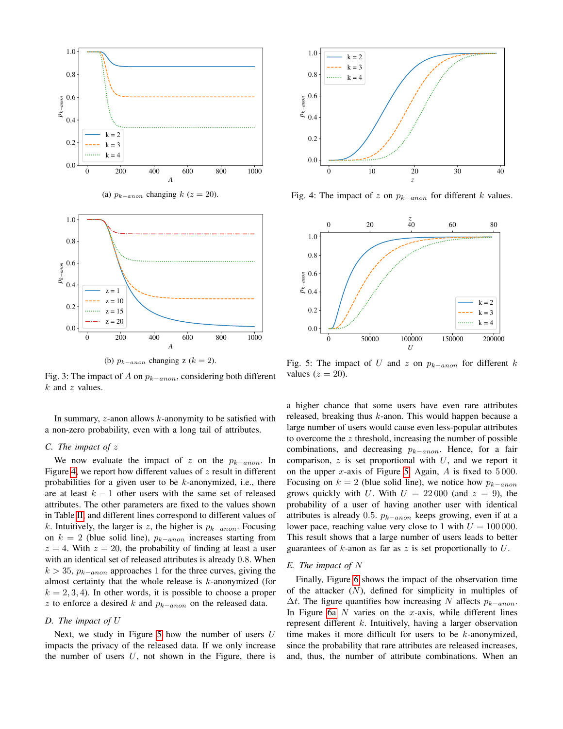(a) $p_{k-anon}$ changing $k$ ($z = 20$).

(b) $p_{k-anon}$ changing z ($k = 2$).

Fig. 3: The impact of $A$ on $p_{k-anon}$, considering both different $k$ and $z$ values.

Fig. 4: The impact of $z$ on $p_{k-anon}$ for different $k$ values.

Fig. 5: The impact of $U$ and $z$ on $p_{k-anon}$ for different $k$ values ($z = 20$).

In summary, $z$-anon allows $k$-anonymity to be satisfied with a non-zero probability, even with a long tail of attributes.

### C. The impact of $z$

We now evaluate the impact of $z$ on the $p_{k-anon}$. In Figure 4, we report how different values of $z$ result in different probabilities for a given user to be $k$-anonymized, i.e., there are at least $k-1$ other users with the same set of released attributes. The other parameters are fixed to the values shown in Table II, and different lines correspond to different values of $k$. Intuitively, the larger is $z$, the higher is $p_{k-anon}$. Focusing on $k = 2$ (blue solid line), $p_{k-anon}$ increases starting from $z = 4$. With $z = 20$, the probability of finding at least a user with an identical set of released attributes is already 0.8. When $k > 35$, $p_{k-anon}$ approaches 1 for the three curves, giving the almost certainty that the whole release is $k$-anonymized (for $k = 2, 3, 4$). In other words, it is possible to choose a proper $z$ to enforce a desired $k$ and $p_{k-anon}$ on the released data.

### D. The impact of $U$

Next, we study in Figure 5 how the number of users $U$ impacts the privacy of the released data. If we only increase the number of users $U$, not shown in the Figure, there is a higher chance that some users have even rare attributes released, breaking thus $k$-anon. This would happen because a large number of users would cause even less-popular attributes to overcome the $z$ threshold, increasing the number of possible combinations, and decreasing $p_{k-anon}$. Hence, for a fair comparison, $z$ is set proportional with $U$, and we report it on the upper $x$-axis of Figure 5. Again, $A$ is fixed to 5 000. Focusing on $k = 2$ (blue solid line), we notice how $p_{k-anon}$ grows quickly with $U$. With $U = 22\,000$ (and $z = 9$), the probability of a user of having another user with identical attributes is already 0.5. $p_{k-anon}$ keeps growing, even if at a lower pace, reaching value very close to 1 with $U = 100\,000$. This result shows that a large number of users leads to better guarantees of $k$-anon as far as $z$ is set proportionally to $U$.

### E. The impact of $N$

Finally, Figure 6 shows the impact of the observation time of the attacker ($N$), defined for simplicity in multiples of $\Delta t$. The figure quantifies how increasing $N$ affects $p_{k-anon}$. In Figure 6a $N$ varies on the $x$-axis, while different lines represent different $k$. Intuitively, having a larger observation time makes it more difficult for users to be $k$-anonymized, since the probability that rare attributes are released increases, and, thus, the number of attribute combinations. When an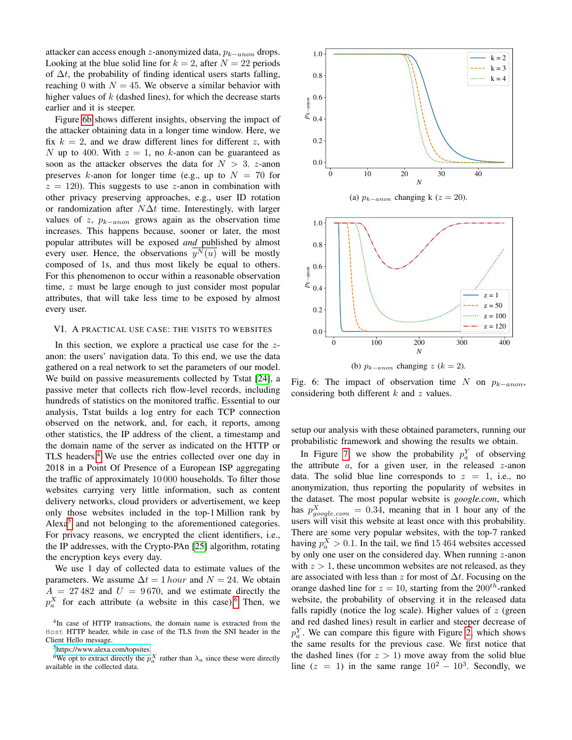attacker can access enough $z$-anonymized data, $p_{k-anon}$ drops. Looking at the blue solid line for $k = 2$, after $N = 22$ periods of $\Delta t$, the probability of finding identical users starts falling, reaching 0 with $N = 45$. We observe a similar behavior with higher values of $k$ (dashed lines), for which the decrease starts earlier and it is steeper.

Figure 6b shows different insights, observing the impact of the attacker obtaining data in a longer time window. Here, we fix $k = 2$, and we draw different lines for different $z$, with $N$ up to 400. With $z = 1$, no $k$-anon can be guaranteed as soon as the attacker observes the data for $N > 3$. $z$-anon preserves $k$-anon for longer time (e.g., up to $N = 70$ for $z = 120$). This suggests to use $z$-anon in combination with other privacy preserving approaches, e.g., user ID rotation or randomization after $N\Delta t$ time. Interestingly, with larger values of $z$, $p_{k-anon}$ grows again as the observation time increases. This happens because, sooner or later, the most popular attributes will be exposed *and* published by almost every user. Hence, the observations $\overline{y^N(u)}$ will be mostly composed of 1s, and thus most likely be equal to others. For this phenomenon to occur within a reasonable observation time, $z$ must be large enough to just consider most popular attributes, that will take less time to be exposed by almost every user.

## VI. A Practical Use Case: The Visits to Websites

In this section, we explore a practical use case for the $z$-anon: the users' navigation data. To this end, we use the data gathered on a real network to set the parameters of our model. We build on passive measurements collected by Tstat [24], a passive meter that collects rich flow-level records, including hundreds of statistics on the monitored traffic. Essential to our analysis, Tstat builds a log entry for each TCP connection observed on the network, and, for each, it reports, among other statistics, the IP address of the client, a timestamp and the domain name of the server as indicated on the HTTP or TLS headers.[4] We use the entries collected over one day in 2018 in a Point Of Presence of a European ISP aggregating the traffic of approximately 10 000 households. To filter those websites carrying very little information, such as content delivery networks, cloud providers or advertisement, we keep only those websites included in the top-1 Million rank by Alexa[5] and not belonging to the aforementioned categories. For privacy reasons, we encrypted the client identifiers, i.e., the IP addresses, with the Crypto-PAn [25] algorithm, rotating the encryption keys every day.

We use 1 day of collected data to estimate values of the parameters. We assume $\Delta t = 1\,hour$ and $N = 24$. We obtain $A = 27\,482$ and $U = 9\,670$, and we estimate directly the $p_a^X$ for each attribute (a website in this case).[6] Then, we setup our analysis with these obtained parameters, running our probabilistic framework and showing the results we obtain.

(a) $p_{k-anon}$ changing k ($z = 20$).

(b) $p_{k-anon}$ changing $z$ ($k = 2$).

Fig. 6: The impact of observation time $N$ on $p_{k-anon}$, considering both different $k$ and $z$ values.

In Figure 7, we show the probability $p_a^Y$ of observing the attribute $a$, for a given user, in the released $z$-anon data. The solid blue line corresponds to $z = 1$, i.e., no anonymization, thus reporting the popularity of websites in the dataset. The most popular website is *google.com*, which has $p_{google.com}^X = 0.34$, meaning that in 1 hour any of the users will visit this website at least once with this probability. There are some very popular websites, with the top-7 ranked having $p_a^X > 0.1$. In the tail, we find 15 464 websites accessed by only one user on the considered day. When running $z$-anon with $z > 1$, these uncommon websites are not released, as they are associated with less than $z$ for most of $\Delta t$. Focusing on the orange dashed line for $z = 10$, starting from the $200^{th}$-ranked website, the probability of observing it in the released data falls rapidly (notice the log scale). Higher values of $z$ (green and red dashed lines) result in earlier and steeper decrease of $p_a^Y$. We can compare this figure with Figure 2, which shows the same results for the previous case. We first notice that the dashed lines (for $z > 1$) move away from the solid blue line ($z = 1$) in the same range $10^2 - 10^3$. Secondly, we

[4] In case of HTTP transactions, the domain name is extracted from the `Host` HTTP header, while in case of the TLS from the SNI header in the Client Hello message.

[5] https://www.alexa.com/topsites

[6] We opt to extract directly the $p_a^X$ rather than $\lambda_a$ since these were directly available in the collected data.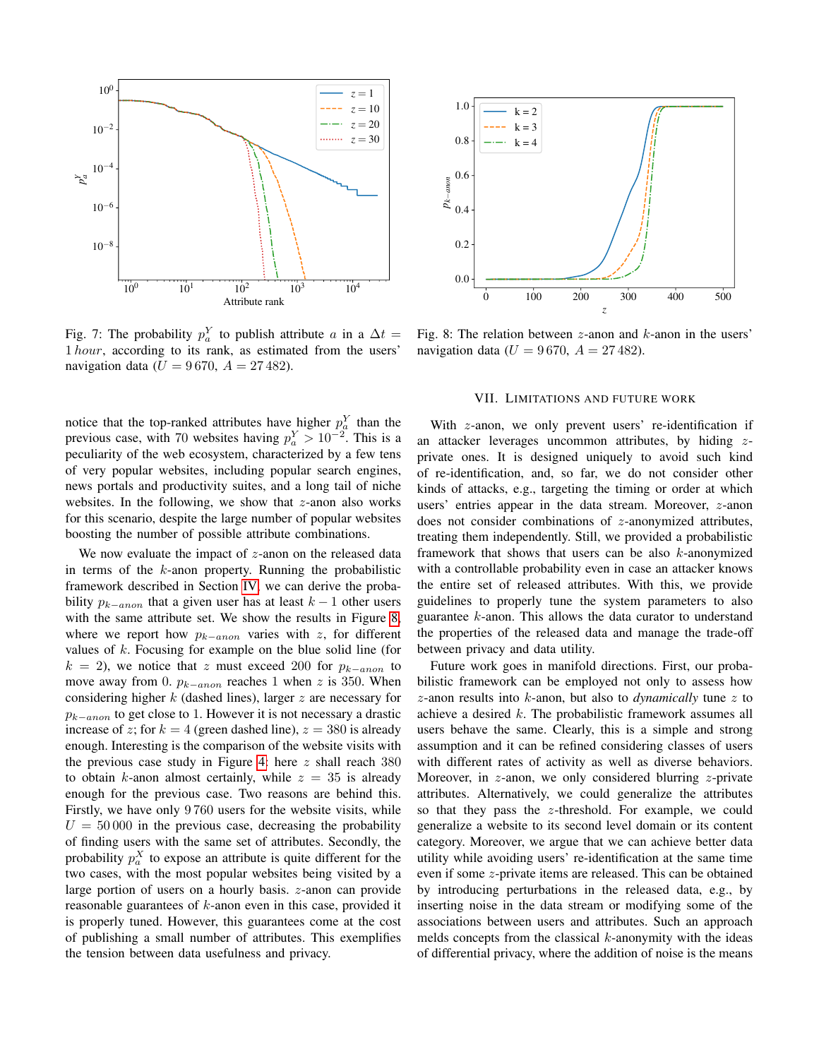Fig. 7: The probability $p_a^Y$ to publish attribute $a$ in a $\Delta t = 1\,hour$, according to its rank, as estimated from the users' navigation data ($U = 9\,670$, $A = 27\,482$).

Fig. 8: The relation between $z$-anon and $k$-anon in the users' navigation data ($U = 9\,670$, $A = 27\,482$).

notice that the top-ranked attributes have higher $p_a^Y$ than the previous case, with 70 websites having $p_a^Y > 10^{-2}$. This is a peculiarity of the web ecosystem, characterized by a few tens of very popular websites, including popular search engines, news portals and productivity suites, and a long tail of niche websites. In the following, we show that $z$-anon also works for this scenario, despite the large number of popular websites boosting the number of possible attribute combinations.

We now evaluate the impact of $z$-anon on the released data in terms of the $k$-anon property. Running the probabilistic framework described in Section IV, we can derive the probability $p_{k-anon}$ that a given user has at least $k-1$ other users with the same attribute set. We show the results in Figure 8, where we report how $p_{k-anon}$ varies with $z$, for different values of $k$. Focusing for example on the blue solid line (for $k = 2$), we notice that $z$ must exceed 200 for $p_{k-anon}$ to move away from 0. $p_{k-anon}$ reaches 1 when $z$ is 350. When considering higher $k$ (dashed lines), larger $z$ are necessary for $p_{k-anon}$ to get close to 1. However it is not necessary a drastic increase of $z$; for $k = 4$ (green dashed line), $z = 380$ is already enough. Interesting is the comparison of the website visits with the previous case study in Figure 4: here $z$ shall reach 380 to obtain $k$-anon almost certainly, while $z = 35$ is already enough for the previous case. Two reasons are behind this. Firstly, we have only $9\,760$ users for the website visits, while $U = 50\,000$ in the previous case, decreasing the probability of finding users with the same set of attributes. Secondly, the probability $p_a^X$ to expose an attribute is quite different for the two cases, with the most popular websites being visited by a large portion of users on a hourly basis. $z$-anon can provide reasonable guarantees of $k$-anon even in this case, provided it is properly tuned. However, this guarantees come at the cost of publishing a small number of attributes. This exemplifies the tension between data usefulness and privacy.

## VII. Limitations and Future Work

With $z$-anon, we only prevent users' re-identification if an attacker leverages uncommon attributes, by hiding $z$-private ones. It is designed uniquely to avoid such kind of re-identification, and, so far, we do not consider other kinds of attacks, e.g., targeting the timing or order at which users' entries appear in the data stream. Moreover, $z$-anon does not consider combinations of $z$-anonymized attributes, treating them independently. Still, we provided a probabilistic framework that shows that users can be also $k$-anonymized with a controllable probability even in case an attacker knows the entire set of released attributes. With this, we provide guidelines to properly tune the system parameters to also guarantee $k$-anon. This allows the data curator to understand the properties of the released data and manage the trade-off between privacy and data utility.

Future work goes in manifold directions. First, our probabilistic framework can be employed not only to assess how $z$-anon results into $k$-anon, but also to *dynamically* tune $z$ to achieve a desired $k$. The probabilistic framework assumes all users behave the same. Clearly, this is a simple and strong assumption and it can be refined considering classes of users with different rates of activity as well as diverse behaviors. Moreover, in $z$-anon, we only considered blurring $z$-private attributes. Alternatively, we could generalize the attributes so that they pass the $z$-threshold. For example, we could generalize a website to its second level domain or its content category. Moreover, we argue that we can achieve better data utility while avoiding users' re-identification at the same time even if some $z$-private items are released. This can be obtained by introducing perturbations in the released data, e.g., by inserting noise in the data stream or modifying some of the associations between users and attributes. Such an approach melds concepts from the classical $k$-anonymity with the ideas of differential privacy, where the addition of noise is the means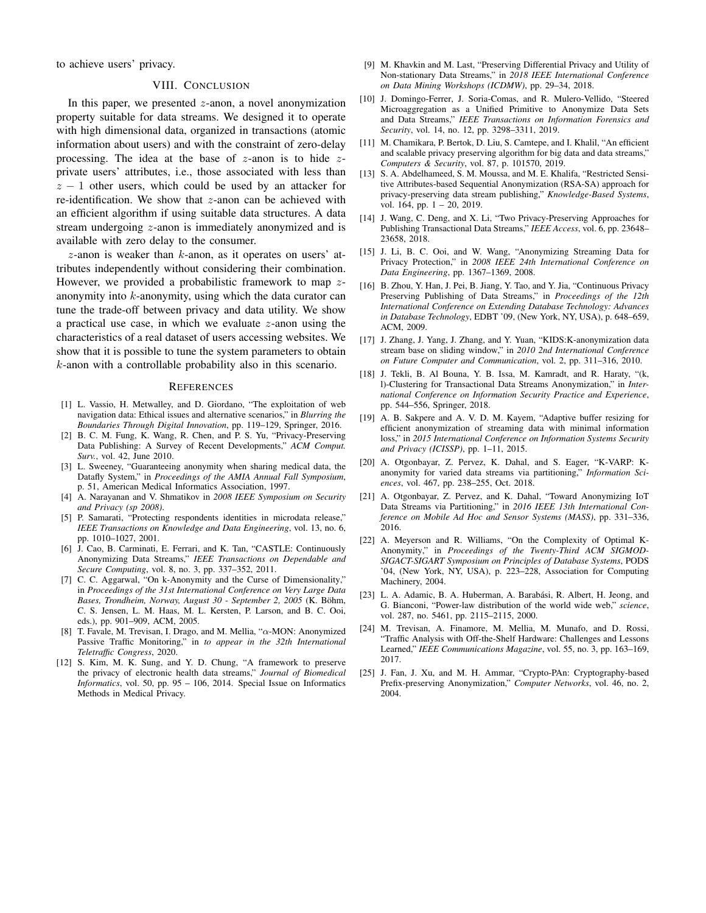to achieve users' privacy.

## VIII. Conclusion

In this paper, we presented $z$-anon, a novel anonymization property suitable for data streams. We designed it to operate with high dimensional data, organized in transactions (atomic information about users) and with the constraint of zero-delay processing. The idea at the base of $z$-anon is to hide $z$-private users' attributes, i.e., those associated with less than $z-1$ other users, which could be used by an attacker for re-identification. We show that $z$-anon can be achieved with an efficient algorithm if using suitable data structures. A data stream undergoing $z$-anon is immediately anonymized and is available with zero delay to the consumer.

$z$-anon is weaker than $k$-anon, as it operates on users' attributes independently without considering their combination. However, we provided a probabilistic framework to map $z$-anonymity into $k$-anonymity, using which the data curator can tune the trade-off between privacy and data utility. We show a practical use case, in which we evaluate $z$-anon using the characteristics of a real dataset of users accessing websites. We show that it is possible to tune the system parameters to obtain $k$-anon with a controllable probability also in this scenario.

## References

[1] L. Vassio, H. Metwalley, and D. Giordano, "The exploitation of web navigation data: Ethical issues and alternative scenarios," in *Blurring the Boundaries Through Digital Innovation*, pp. 119–129, Springer, 2016.

[2] B. C. M. Fung, K. Wang, R. Chen, and P. S. Yu, "Privacy-Preserving Data Publishing: A Survey of Recent Developments," *ACM Comput. Surv.*, vol. 42, June 2010.

[3] L. Sweeney, "Guaranteeing anonymity when sharing medical data, the Datafly System," in *Proceedings of the AMIA Annual Fall Symposium*, p. 51, American Medical Informatics Association, 1997.

[4] A. Narayanan and V. Shmatikov in *2008 IEEE Symposium on Security and Privacy (sp 2008)*.

[5] P. Samarati, "Protecting respondents identities in microdata release," *IEEE Transactions on Knowledge and Data Engineering*, vol. 13, no. 6, pp. 1010–1027, 2001.

[6] J. Cao, B. Carminati, E. Ferrari, and K. Tan, "CASTLE: Continuously Anonymizing Data Streams," *IEEE Transactions on Dependable and Secure Computing*, vol. 8, no. 3, pp. 337–352, 2011.

[7] C. C. Aggarwal, "On k-Anonymity and the Curse of Dimensionality," in *Proceedings of the 31st International Conference on Very Large Data Bases, Trondheim, Norway, August 30 - September 2, 2005* (K. Böhm, C. S. Jensen, L. M. Haas, M. L. Kersten, P. Larson, and B. C. Ooi, eds.), pp. 901–909, ACM, 2005.

[8] T. Favale, M. Trevisan, I. Drago, and M. Mellia, "$\alpha$-MON: Anonymized Passive Traffic Monitoring," in *to appear in the 32th International Teletraffic Congress*, 2020.

[12] S. Kim, M. K. Sung, and Y. D. Chung, "A framework to preserve the privacy of electronic health data streams," *Journal of Biomedical Informatics*, vol. 50, pp. 95 – 106, 2014. Special Issue on Informatics Methods in Medical Privacy.

[9] M. Khavkin and M. Last, "Preserving Differential Privacy and Utility of Non-stationary Data Streams," in *2018 IEEE International Conference on Data Mining Workshops (ICDMW)*, pp. 29–34, 2018.

[10] J. Domingo-Ferrer, J. Soria-Comas, and R. Mulero-Vellido, "Steered Microaggregation as a Unified Primitive to Anonymize Data Sets and Data Streams," *IEEE Transactions on Information Forensics and Security*, vol. 14, no. 12, pp. 3298–3311, 2019.

[11] M. Chamikara, P. Bertok, D. Liu, S. Camtepe, and I. Khalil, "An efficient and scalable privacy preserving algorithm for big data and data streams," *Computers & Security*, vol. 87, p. 101570, 2019.

[13] S. A. Abdelhameed, S. M. Moussa, and M. E. Khalifa, "Restricted Sensitive Attributes-based Sequential Anonymization (RSA-SA) approach for privacy-preserving data stream publishing," *Knowledge-Based Systems*, vol. 164, pp. 1 – 20, 2019.

[14] J. Wang, C. Deng, and X. Li, "Two Privacy-Preserving Approaches for Publishing Transactional Data Streams," *IEEE Access*, vol. 6, pp. 23648–23658, 2018.

[15] J. Li, B. C. Ooi, and W. Wang, "Anonymizing Streaming Data for Privacy Protection," in *2008 IEEE 24th International Conference on Data Engineering*, pp. 1367–1369, 2008.

[16] B. Zhou, Y. Han, J. Pei, B. Jiang, Y. Tao, and Y. Jia, "Continuous Privacy Preserving Publishing of Data Streams," in *Proceedings of the 12th International Conference on Extending Database Technology: Advances in Database Technology*, EDBT '09, (New York, NY, USA), p. 648–659, ACM, 2009.

[17] J. Zhang, J. Yang, J. Zhang, and Y. Yuan, "KIDS:K-anonymization data stream base on sliding window," in *2010 2nd International Conference on Future Computer and Communication*, vol. 2, pp. 311–316, 2010.

[18] J. Tekli, B. Al Bouna, Y. B. Issa, M. Kamradt, and R. Haraty, "(k, l)-Clustering for Transactional Data Streams Anonymization," in *International Conference on Information Security Practice and Experience*, pp. 544–556, Springer, 2018.

[19] A. B. Sakpere and A. V. D. M. Kayem, "Adaptive buffer resizing for efficient anonymization of streaming data with minimal information loss," in *2015 International Conference on Information Systems Security and Privacy (ICISSP)*, pp. 1–11, 2015.

[20] A. Otgonbayar, Z. Pervez, K. Dahal, and S. Eager, "K-VARP: K-anonymity for varied data streams via partitioning," *Information Sciences*, vol. 467, pp. 238–255, Oct. 2018.

[21] A. Otgonbayar, Z. Pervez, and K. Dahal, "Toward Anonymizing IoT Data Streams via Partitioning," in *2016 IEEE 13th International Conference on Mobile Ad Hoc and Sensor Systems (MASS)*, pp. 331–336, 2016.

[22] A. Meyerson and R. Williams, "On the Complexity of Optimal K-Anonymity," in *Proceedings of the Twenty-Third ACM SIGMOD-SIGACT-SIGART Symposium on Principles of Database Systems*, PODS '04, (New York, NY, USA), p. 223–228, Association for Computing Machinery, 2004.

[23] L. A. Adamic, B. A. Huberman, A. Barabási, R. Albert, H. Jeong, and G. Bianconi, "Power-law distribution of the world wide web," *science*, vol. 287, no. 5461, pp. 2115–2115, 2000.

[24] M. Trevisan, A. Finamore, M. Mellia, M. Munafo, and D. Rossi, "Traffic Analysis with Off-the-Shelf Hardware: Challenges and Lessons Learned," *IEEE Communications Magazine*, vol. 55, no. 3, pp. 163–169, 2017.

[25] J. Fan, J. Xu, and M. H. Ammar, "Crypto-PAn: Cryptography-based Prefix-preserving Anonymization," *Computer Networks*, vol. 46, no. 2, 2004.